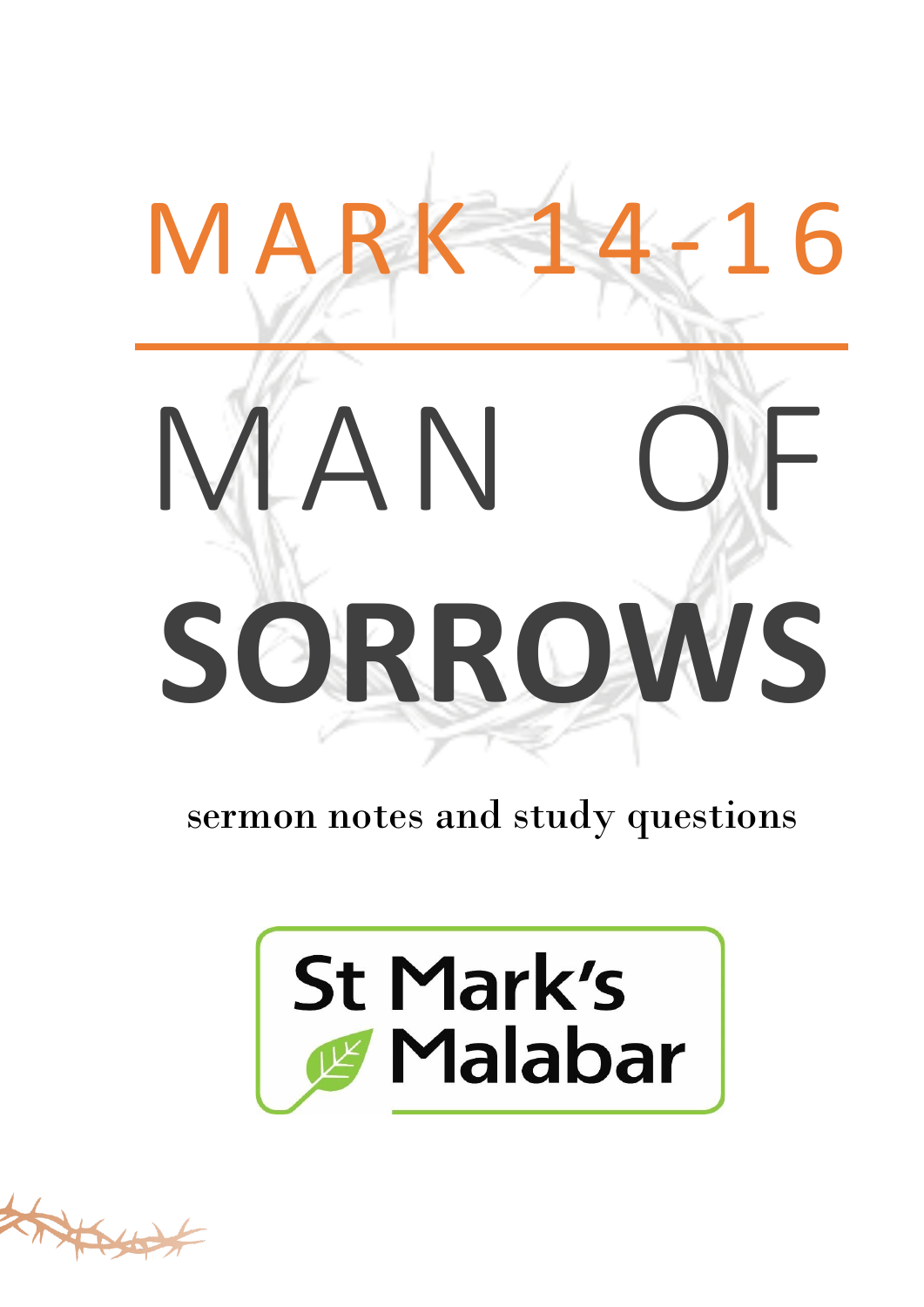# MARK 14-16

# MAN OF SORROWS

sermon notes and study questions

St Mark's Malabar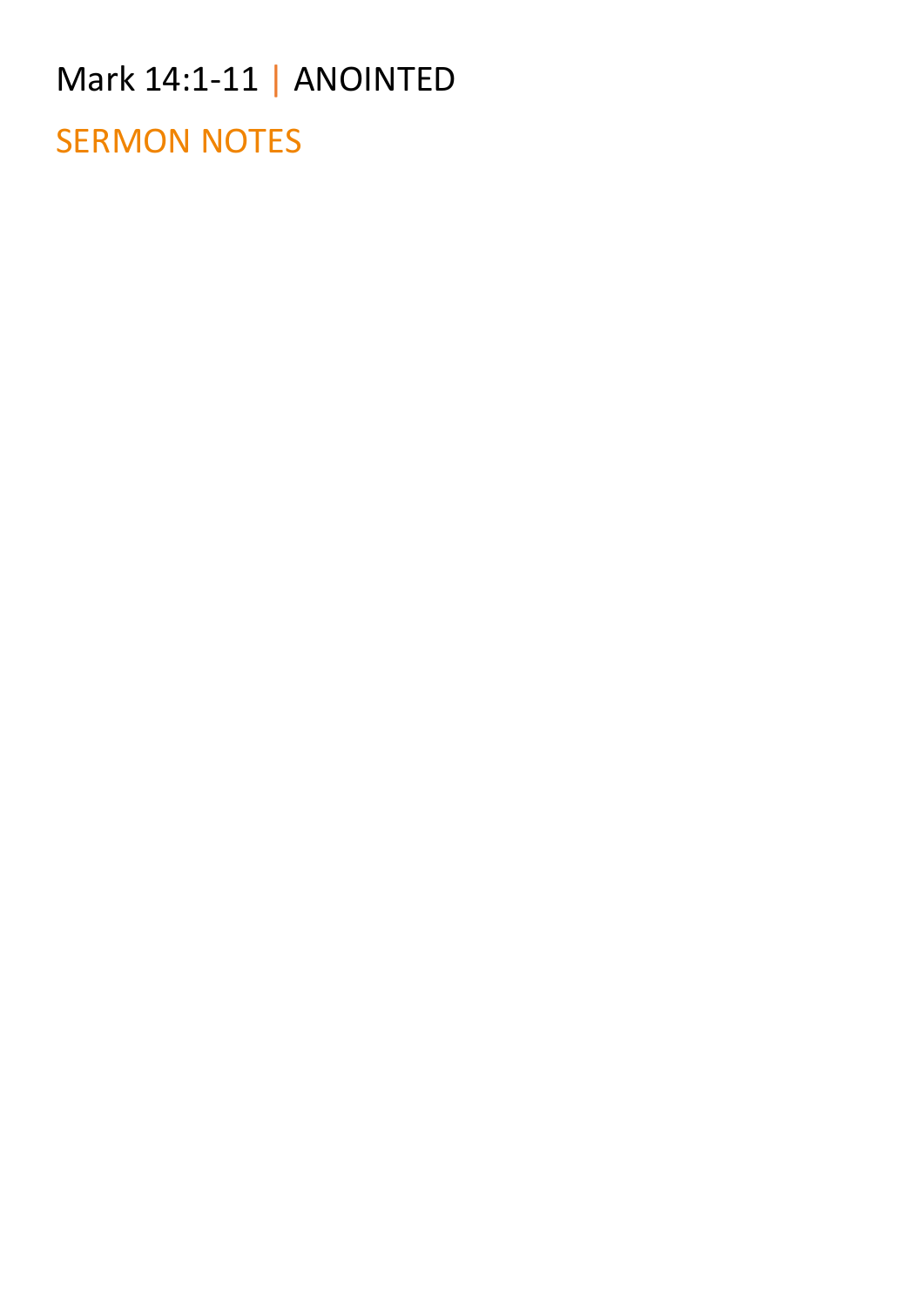Mark 14:1-11 | ANOINTED

## SERMON NOTES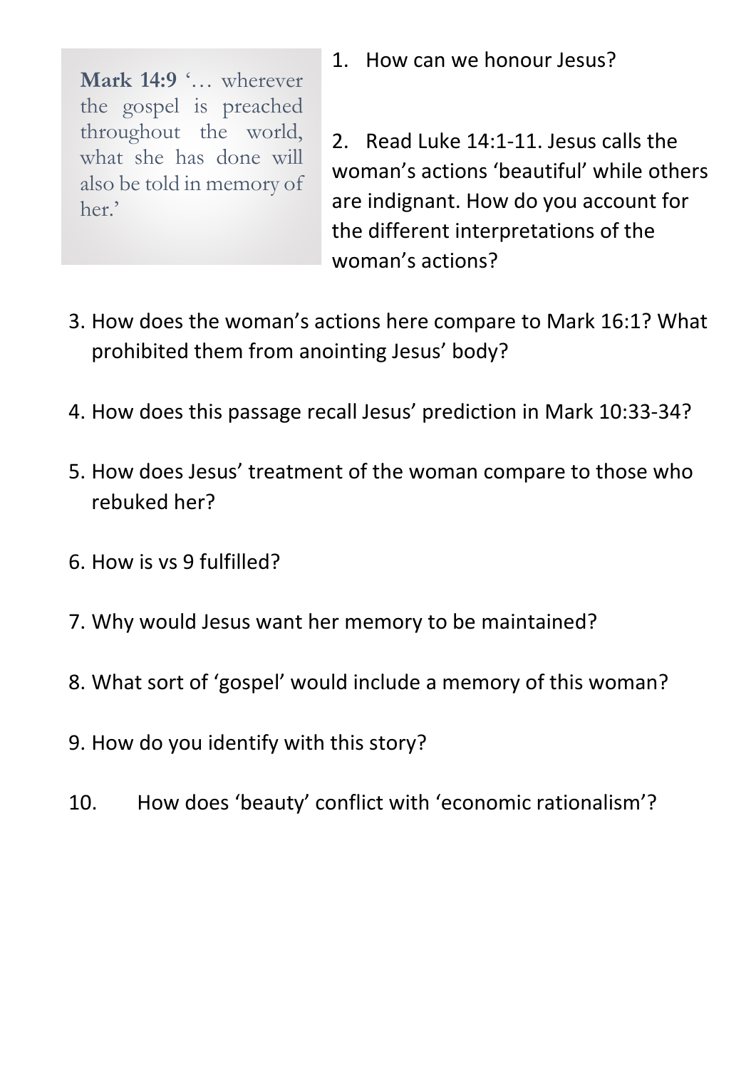> **Mark 14:9** '… wherever the gospel is preached throughout the world, what she has done will also be told in memory of her.'

1. How can we honour Jesus?

2. Read Luke 14:1-11. Jesus calls the woman's actions 'beautiful' while others are indignant. How do you account for the different interpretations of the woman's actions?

3. How does the woman's actions here compare to Mark 16:1? What prohibited them from anointing Jesus' body?

4. How does this passage recall Jesus' prediction in Mark 10:33-34?

5. How does Jesus' treatment of the woman compare to those who rebuked her?

6. How is vs 9 fulfilled?

7. Why would Jesus want her memory to be maintained?

8. What sort of 'gospel' would include a memory of this woman?

9. How do you identify with this story?

10. How does 'beauty' conflict with 'economic rationalism'?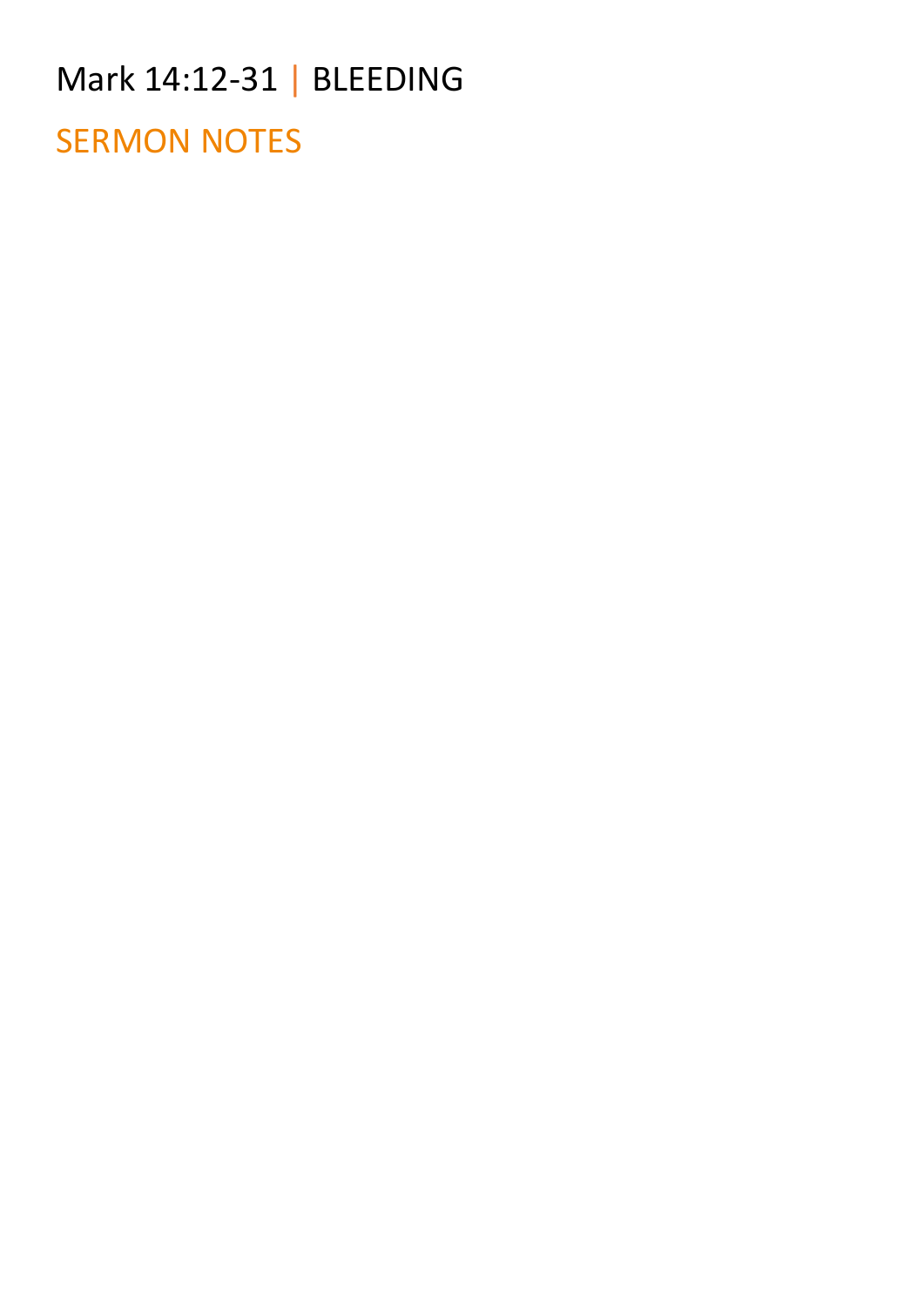# Mark 14:12-31 | BLEEDING

## SERMON NOTES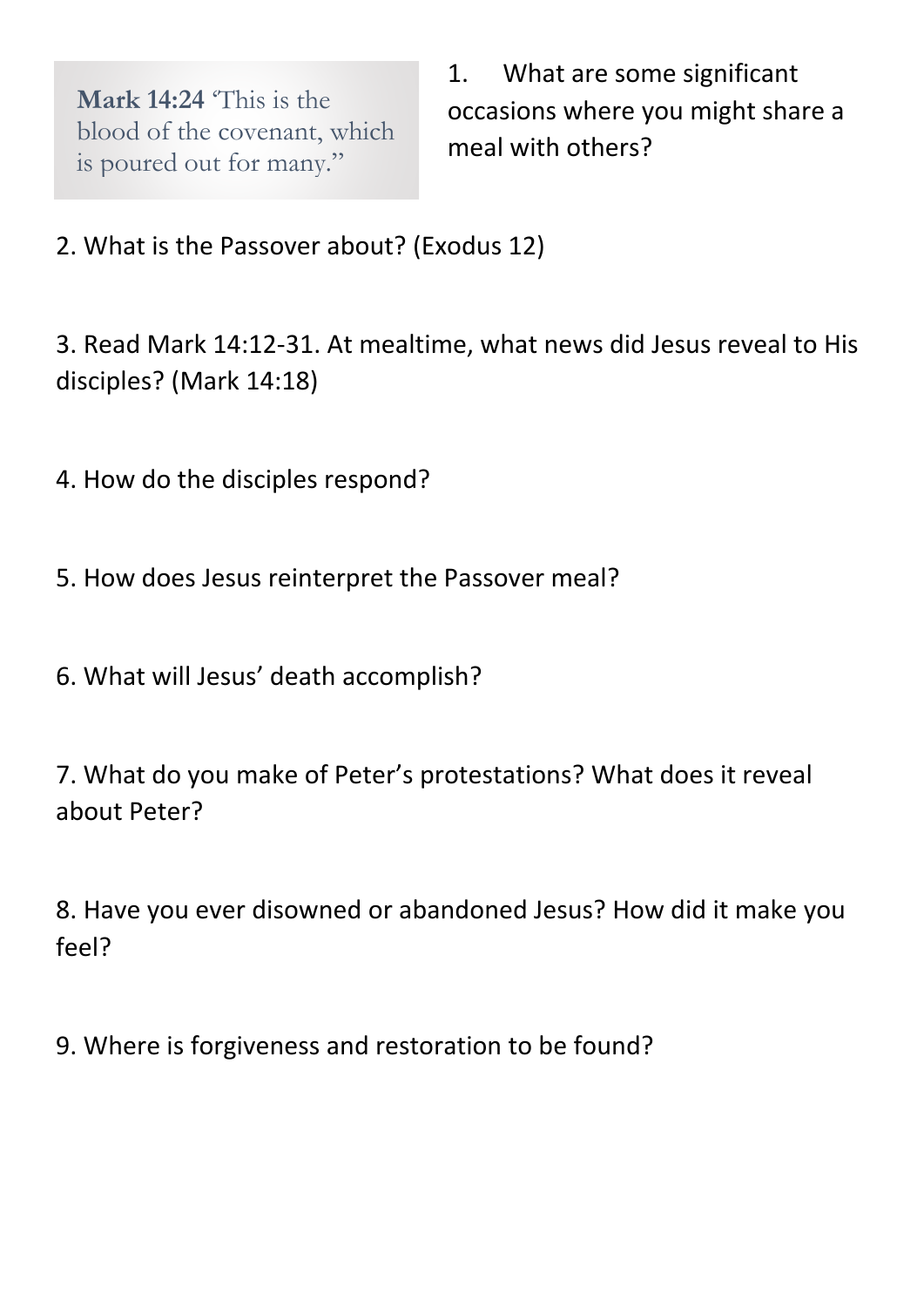**Mark 14:24** 'This is the blood of the covenant, which is poured out for many."

1. What are some significant occasions where you might share a meal with others?

2. What is the Passover about? (Exodus 12)

3. Read Mark 14:12-31. At mealtime, what news did Jesus reveal to His disciples? (Mark 14:18)

4. How do the disciples respond?

5. How does Jesus reinterpret the Passover meal?

6. What will Jesus' death accomplish?

7. What do you make of Peter's protestations? What does it reveal about Peter?

8. Have you ever disowned or abandoned Jesus? How did it make you feel?

9. Where is forgiveness and restoration to be found?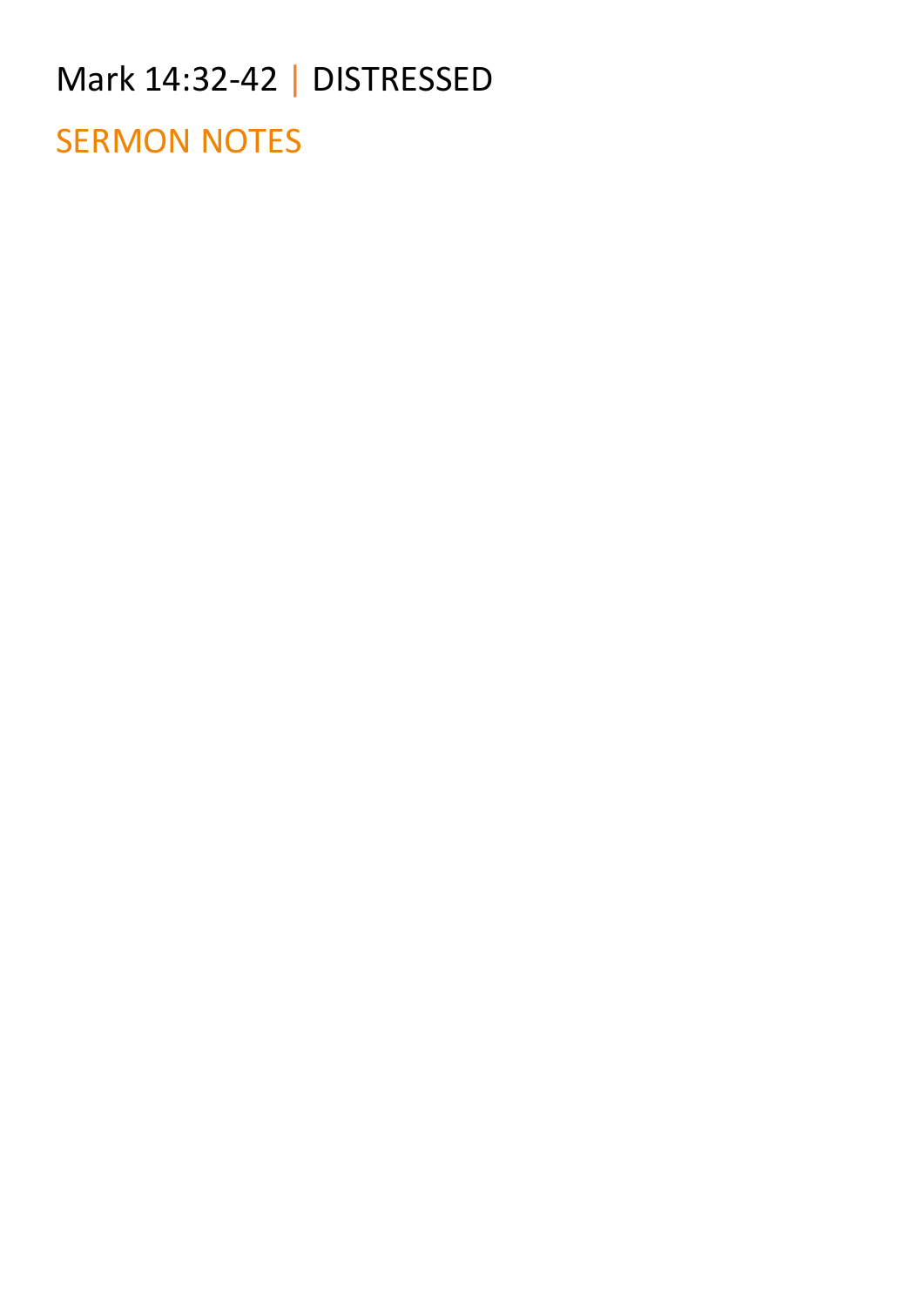Mark 14:32-42 | DISTRESSED

SERMON NOTES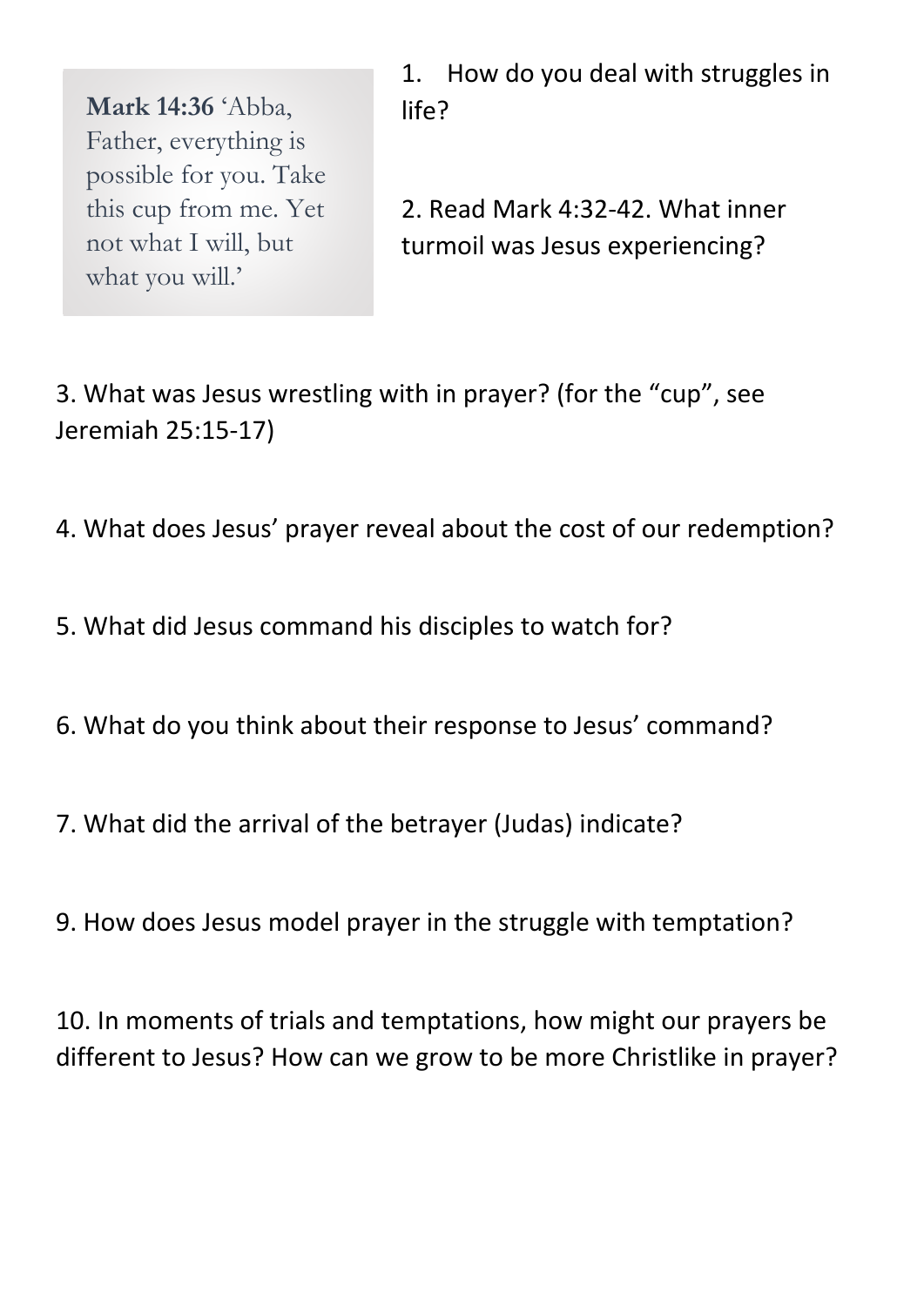> **Mark 14:36** 'Abba, Father, everything is possible for you. Take this cup from me. Yet not what I will, but what you will.'

1. How do you deal with struggles in life?

2. Read Mark 4:32-42. What inner turmoil was Jesus experiencing?

3. What was Jesus wrestling with in prayer? (for the "cup", see Jeremiah 25:15-17)

4. What does Jesus' prayer reveal about the cost of our redemption?

5. What did Jesus command his disciples to watch for?

6. What do you think about their response to Jesus' command?

7. What did the arrival of the betrayer (Judas) indicate?

9. How does Jesus model prayer in the struggle with temptation?

10. In moments of trials and temptations, how might our prayers be different to Jesus? How can we grow to be more Christlike in prayer?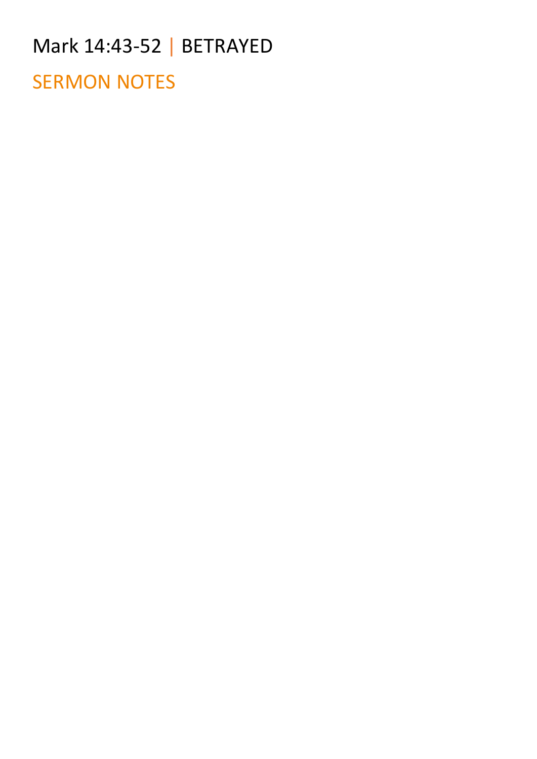Mark 14:43-52 | BETRAYED

## SERMON NOTES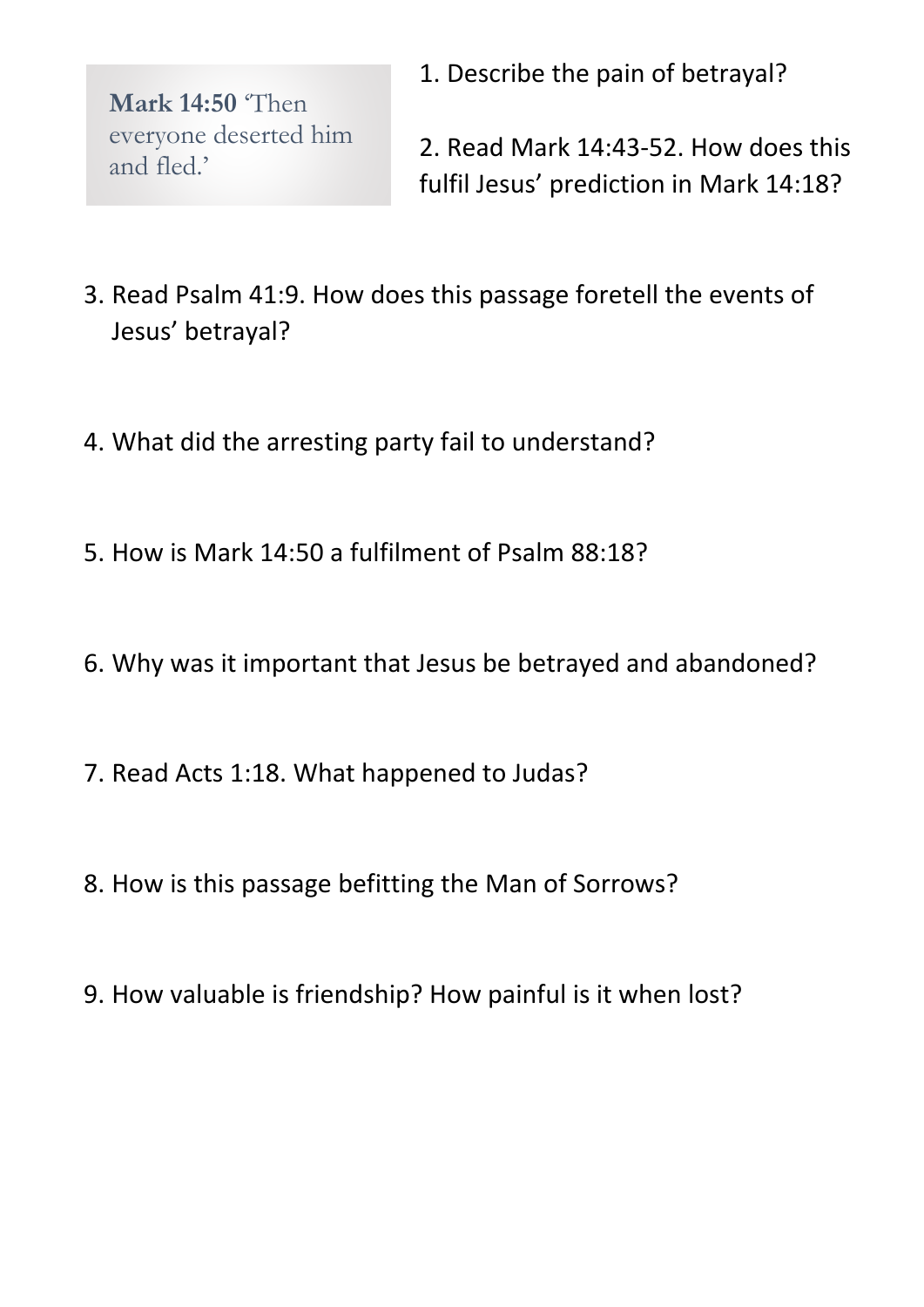**Mark 14:50** 'Then everyone deserted him and fled.'

1. Describe the pain of betrayal?

2. Read Mark 14:43-52. How does this fulfil Jesus' prediction in Mark 14:18?

3. Read Psalm 41:9. How does this passage foretell the events of Jesus' betrayal?

4. What did the arresting party fail to understand?

5. How is Mark 14:50 a fulfilment of Psalm 88:18?

6. Why was it important that Jesus be betrayed and abandoned?

7. Read Acts 1:18. What happened to Judas?

8. How is this passage befitting the Man of Sorrows?

9. How valuable is friendship? How painful is it when lost?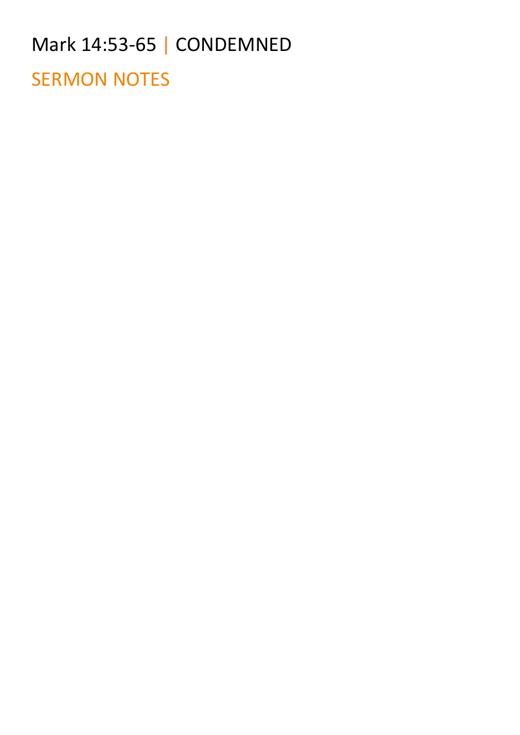# Mark 14:53-65 | CONDEMNED

## SERMON NOTES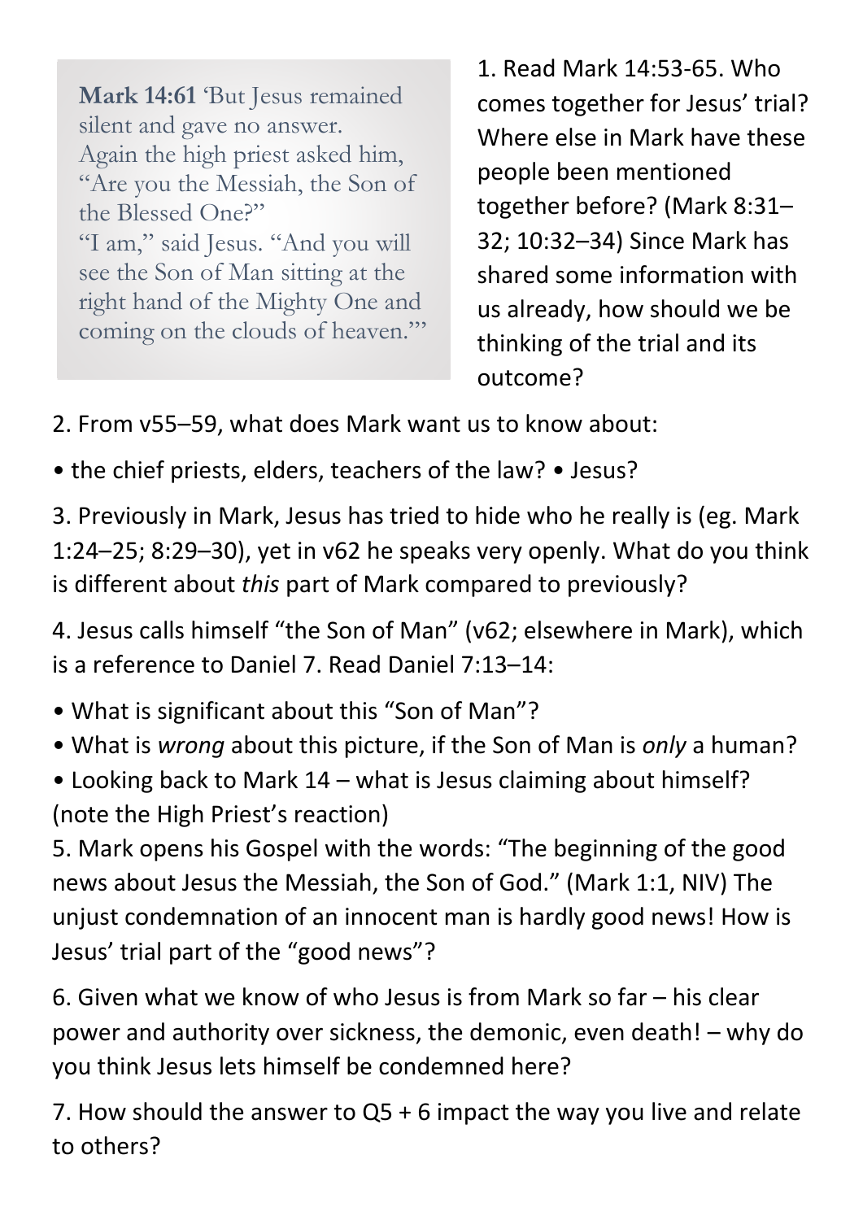> **Mark 14:61** 'But Jesus remained silent and gave no answer. Again the high priest asked him, "Are you the Messiah, the Son of the Blessed One?"
> "I am," said Jesus. "And you will see the Son of Man sitting at the right hand of the Mighty One and coming on the clouds of heaven."'

1. Read Mark 14:53-65. Who comes together for Jesus' trial? Where else in Mark have these people been mentioned together before? (Mark 8:31–32; 10:32–34) Since Mark has shared some information with us already, how should we be thinking of the trial and its outcome?

2. From v55–59, what does Mark want us to know about:

- the chief priests, elders, teachers of the law? • Jesus?

3. Previously in Mark, Jesus has tried to hide who he really is (eg. Mark 1:24–25; 8:29–30), yet in v62 he speaks very openly. What do you think is different about *this* part of Mark compared to previously?

4. Jesus calls himself "the Son of Man" (v62; elsewhere in Mark), which is a reference to Daniel 7. Read Daniel 7:13–14:

- What is significant about this "Son of Man"?
- What is *wrong* about this picture, if the Son of Man is *only* a human?
- Looking back to Mark 14 – what is Jesus claiming about himself? (note the High Priest's reaction)

5. Mark opens his Gospel with the words: "The beginning of the good news about Jesus the Messiah, the Son of God." (Mark 1:1, NIV) The unjust condemnation of an innocent man is hardly good news! How is Jesus' trial part of the "good news"?

6. Given what we know of who Jesus is from Mark so far – his clear power and authority over sickness, the demonic, even death! – why do you think Jesus lets himself be condemned here?

7. How should the answer to Q5 + 6 impact the way you live and relate to others?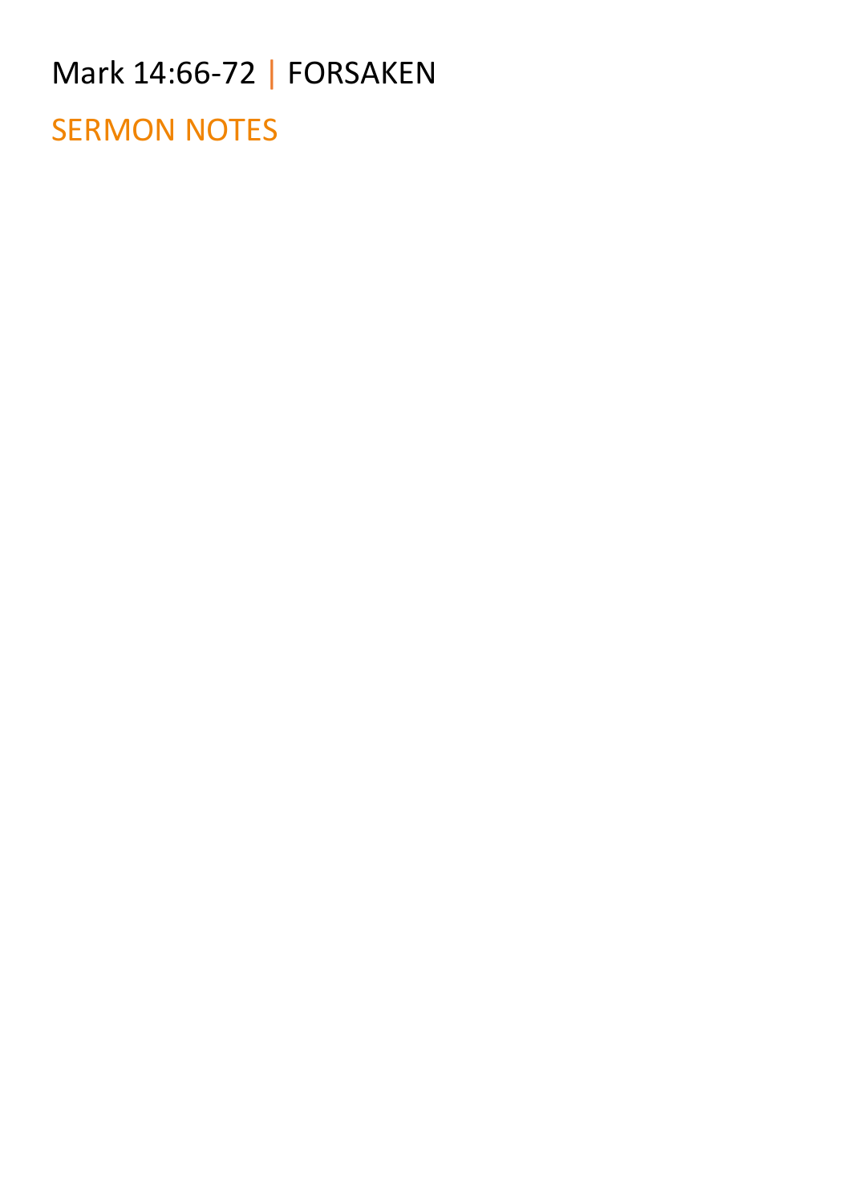Mark 14:66-72 | FORSAKEN

SERMON NOTES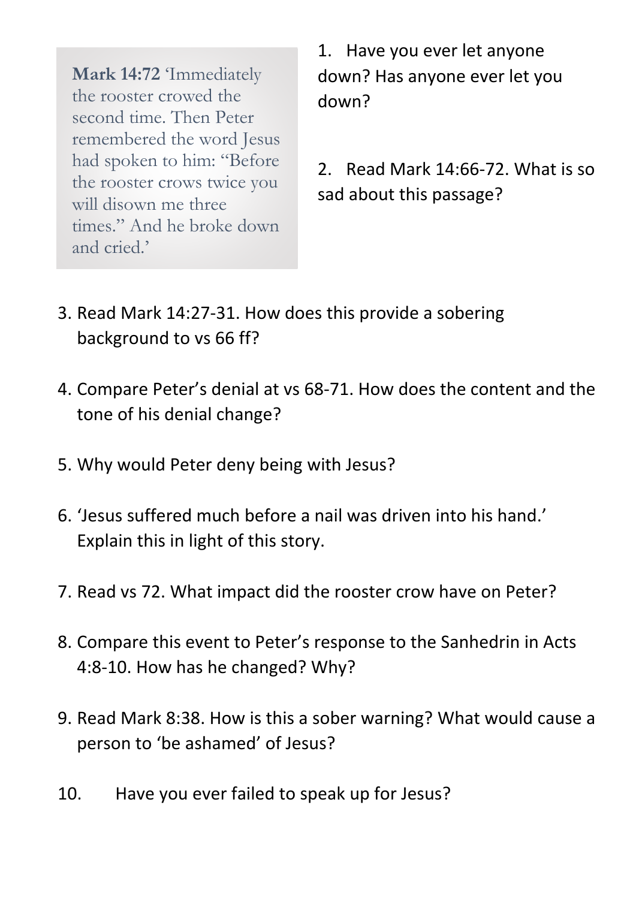> **Mark 14:72** 'Immediately the rooster crowed the second time. Then Peter remembered the word Jesus had spoken to him: "Before the rooster crows twice you will disown me three times." And he broke down and cried.'

1. Have you ever let anyone down? Has anyone ever let you down?

2. Read Mark 14:66-72. What is so sad about this passage?

3. Read Mark 14:27-31. How does this provide a sobering background to vs 66 ff?

4. Compare Peter's denial at vs 68-71. How does the content and the tone of his denial change?

5. Why would Peter deny being with Jesus?

6. 'Jesus suffered much before a nail was driven into his hand.' Explain this in light of this story.

7. Read vs 72. What impact did the rooster crow have on Peter?

8. Compare this event to Peter's response to the Sanhedrin in Acts 4:8-10. How has he changed? Why?

9. Read Mark 8:38. How is this a sober warning? What would cause a person to 'be ashamed' of Jesus?

10. Have you ever failed to speak up for Jesus?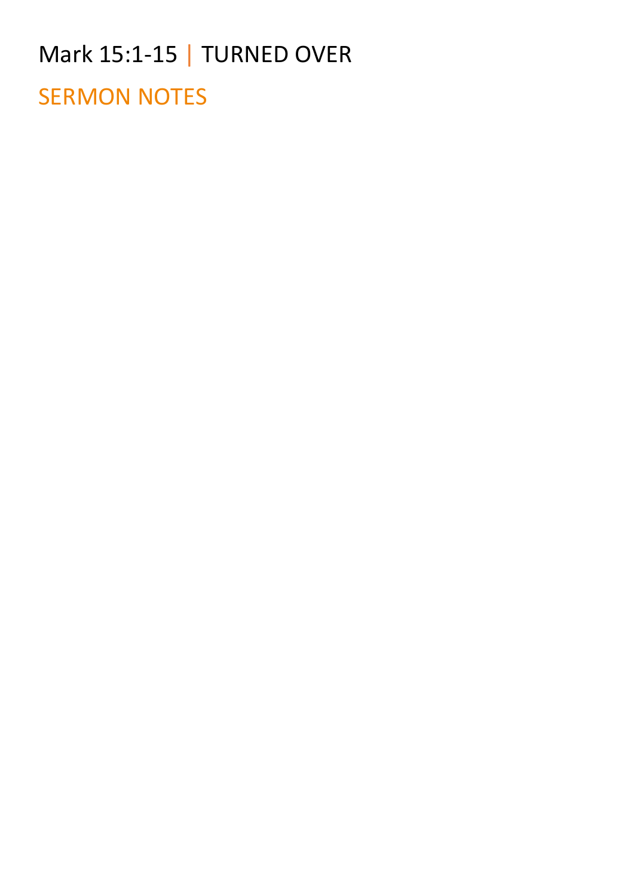# Mark 15:1-15 | TURNED OVER

## SERMON NOTES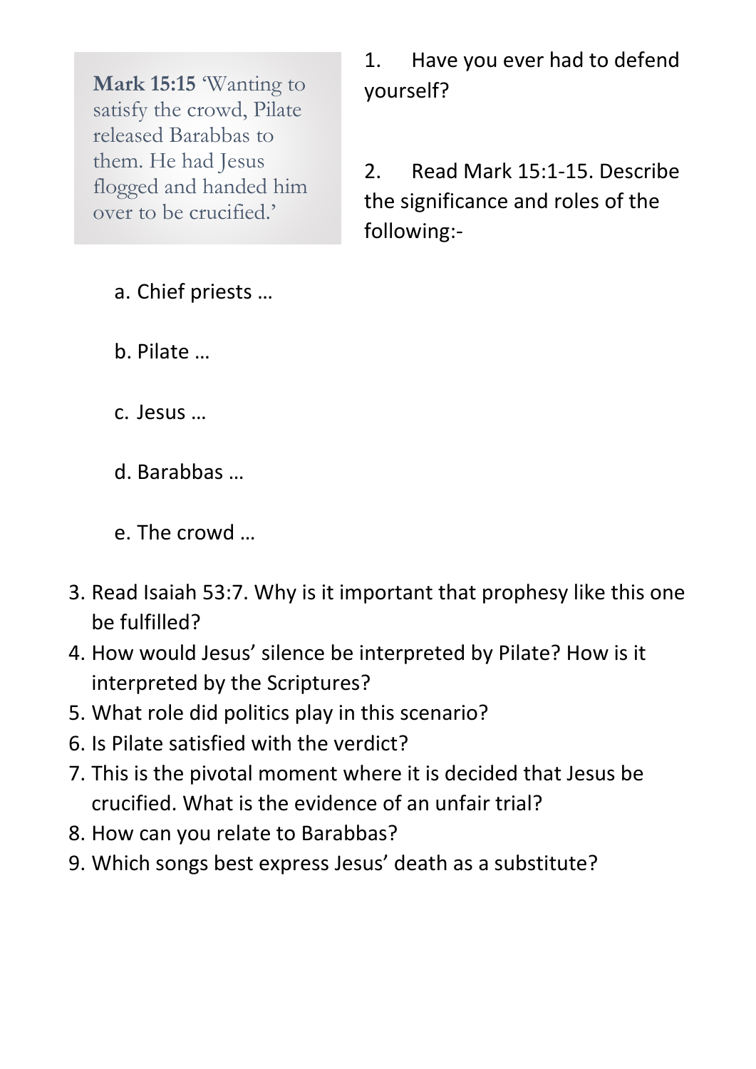**Mark 15:15** 'Wanting to satisfy the crowd, Pilate released Barabbas to them. He had Jesus flogged and handed him over to be crucified.'

1. Have you ever had to defend yourself?

2. Read Mark 15:1-15. Describe the significance and roles of the following:-

   a. Chief priests …

   b. Pilate …

   c. Jesus …

   d. Barabbas …

   e. The crowd …

3. Read Isaiah 53:7. Why is it important that prophesy like this one be fulfilled?
4. How would Jesus' silence be interpreted by Pilate? How is it interpreted by the Scriptures?
5. What role did politics play in this scenario?
6. Is Pilate satisfied with the verdict?
7. This is the pivotal moment where it is decided that Jesus be crucified. What is the evidence of an unfair trial?
8. How can you relate to Barabbas?
9. Which songs best express Jesus' death as a substitute?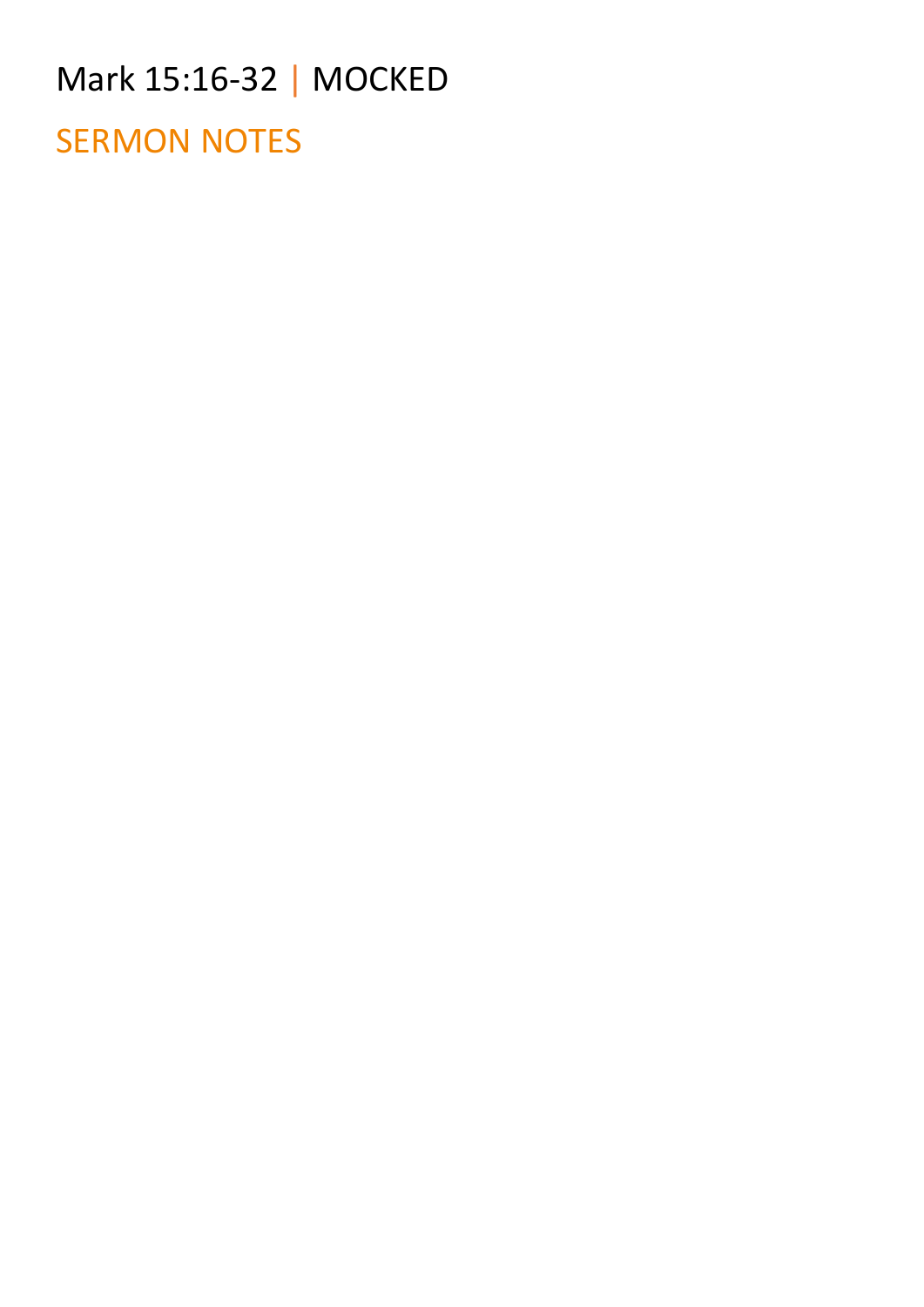# Mark 15:16-32 | MOCKED

## SERMON NOTES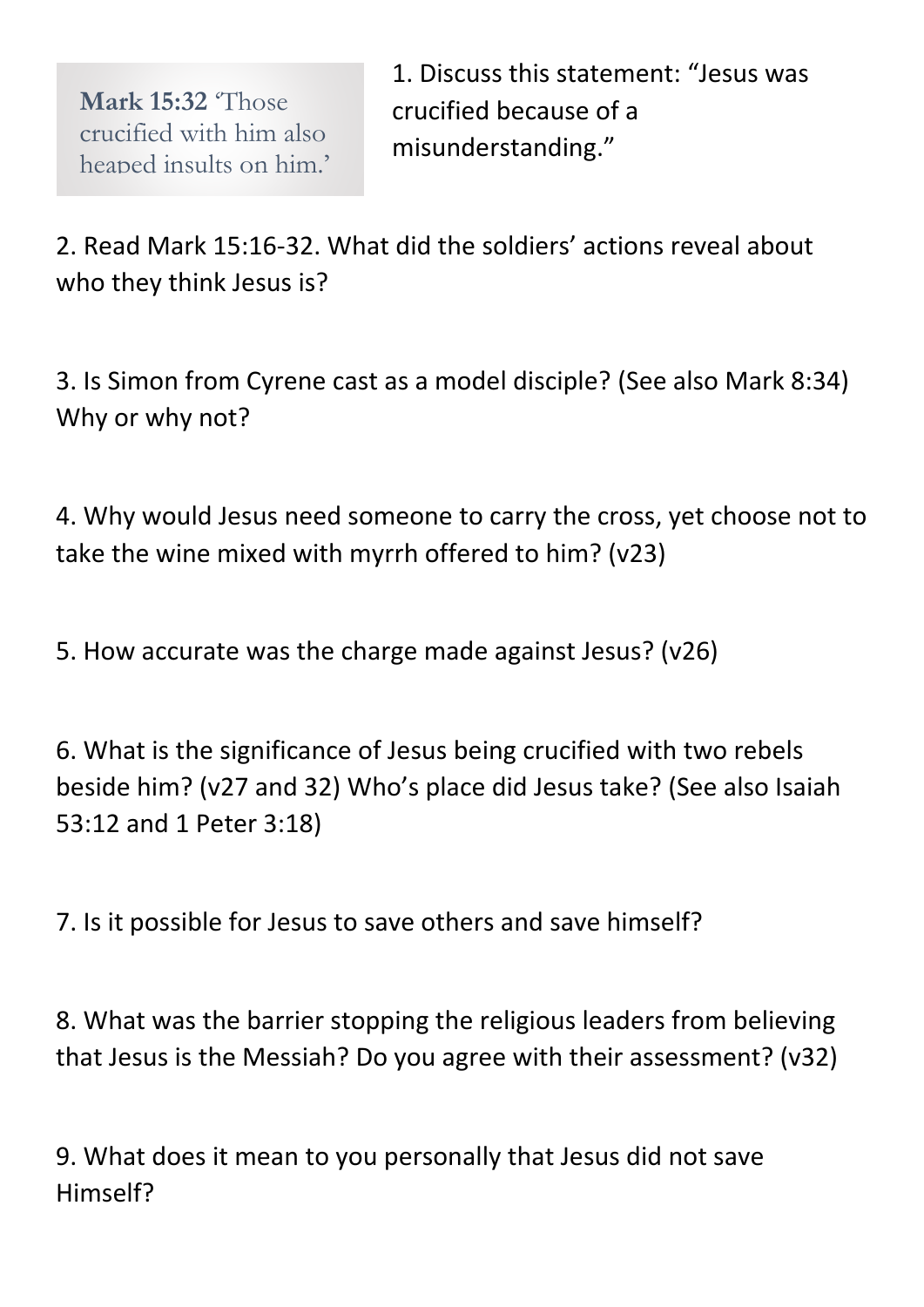**Mark 15:32** 'Those crucified with him also heaped insults on him.'

1. Discuss this statement: "Jesus was crucified because of a misunderstanding."

2. Read Mark 15:16-32. What did the soldiers' actions reveal about who they think Jesus is?

3. Is Simon from Cyrene cast as a model disciple? (See also Mark 8:34) Why or why not?

4. Why would Jesus need someone to carry the cross, yet choose not to take the wine mixed with myrrh offered to him? (v23)

5. How accurate was the charge made against Jesus? (v26)

6. What is the significance of Jesus being crucified with two rebels beside him? (v27 and 32) Who's place did Jesus take? (See also Isaiah 53:12 and 1 Peter 3:18)

7. Is it possible for Jesus to save others and save himself?

8. What was the barrier stopping the religious leaders from believing that Jesus is the Messiah? Do you agree with their assessment? (v32)

9. What does it mean to you personally that Jesus did not save Himself?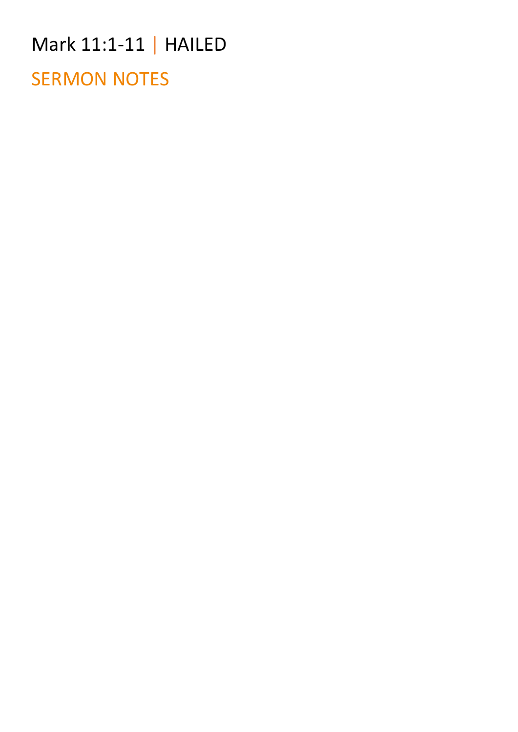# Mark 11:1-11 | HAILED

## SERMON NOTES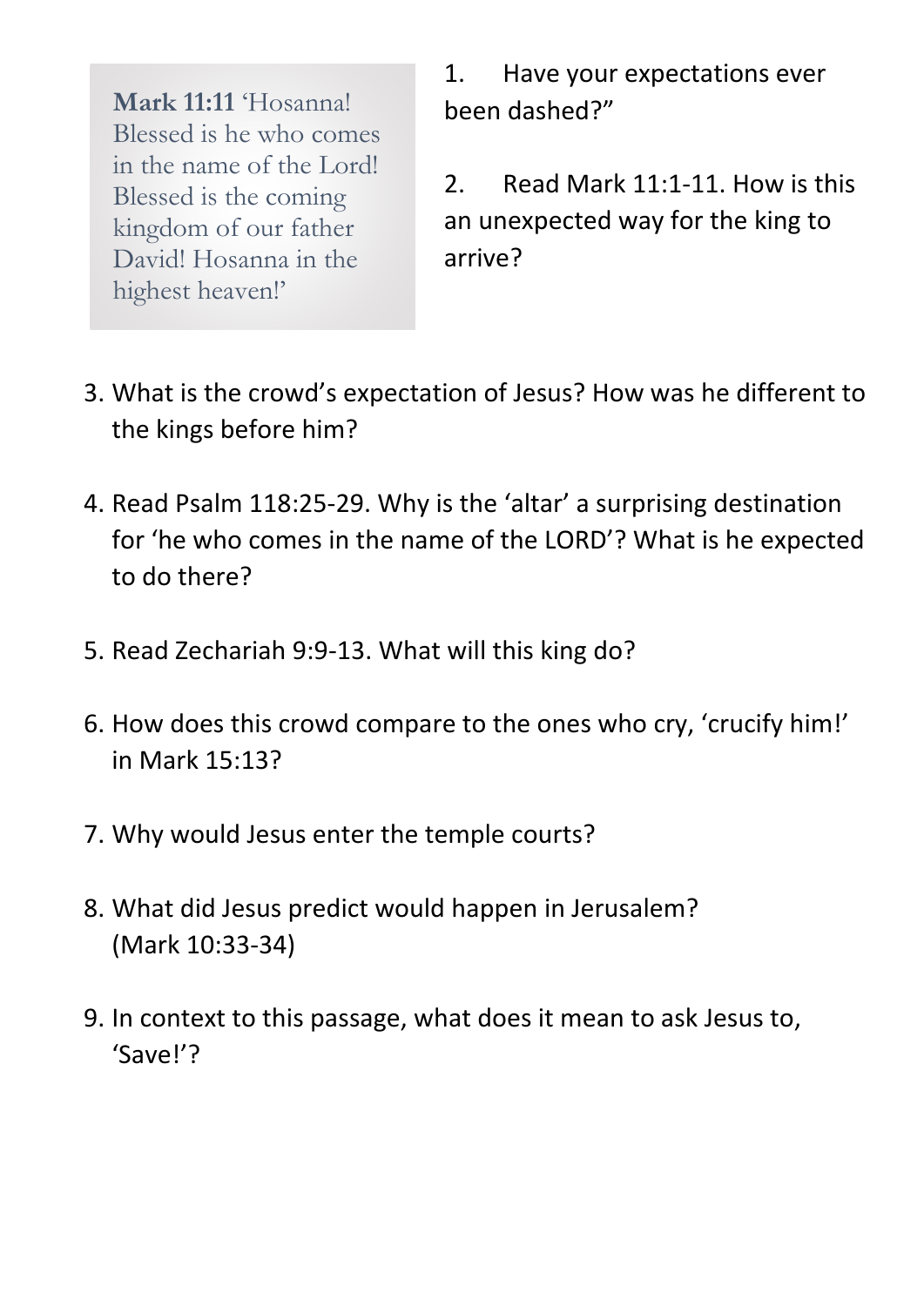**Mark 11:11** 'Hosanna! Blessed is he who comes in the name of the Lord! Blessed is the coming kingdom of our father David! Hosanna in the highest heaven!'

1. Have your expectations ever been dashed?"

2. Read Mark 11:1-11. How is this an unexpected way for the king to arrive?

3. What is the crowd's expectation of Jesus? How was he different to the kings before him?

4. Read Psalm 118:25-29. Why is the 'altar' a surprising destination for 'he who comes in the name of the LORD'? What is he expected to do there?

5. Read Zechariah 9:9-13. What will this king do?

6. How does this crowd compare to the ones who cry, 'crucify him!' in Mark 15:13?

7. Why would Jesus enter the temple courts?

8. What did Jesus predict would happen in Jerusalem? (Mark 10:33-34)

9. In context to this passage, what does it mean to ask Jesus to, 'Save!'?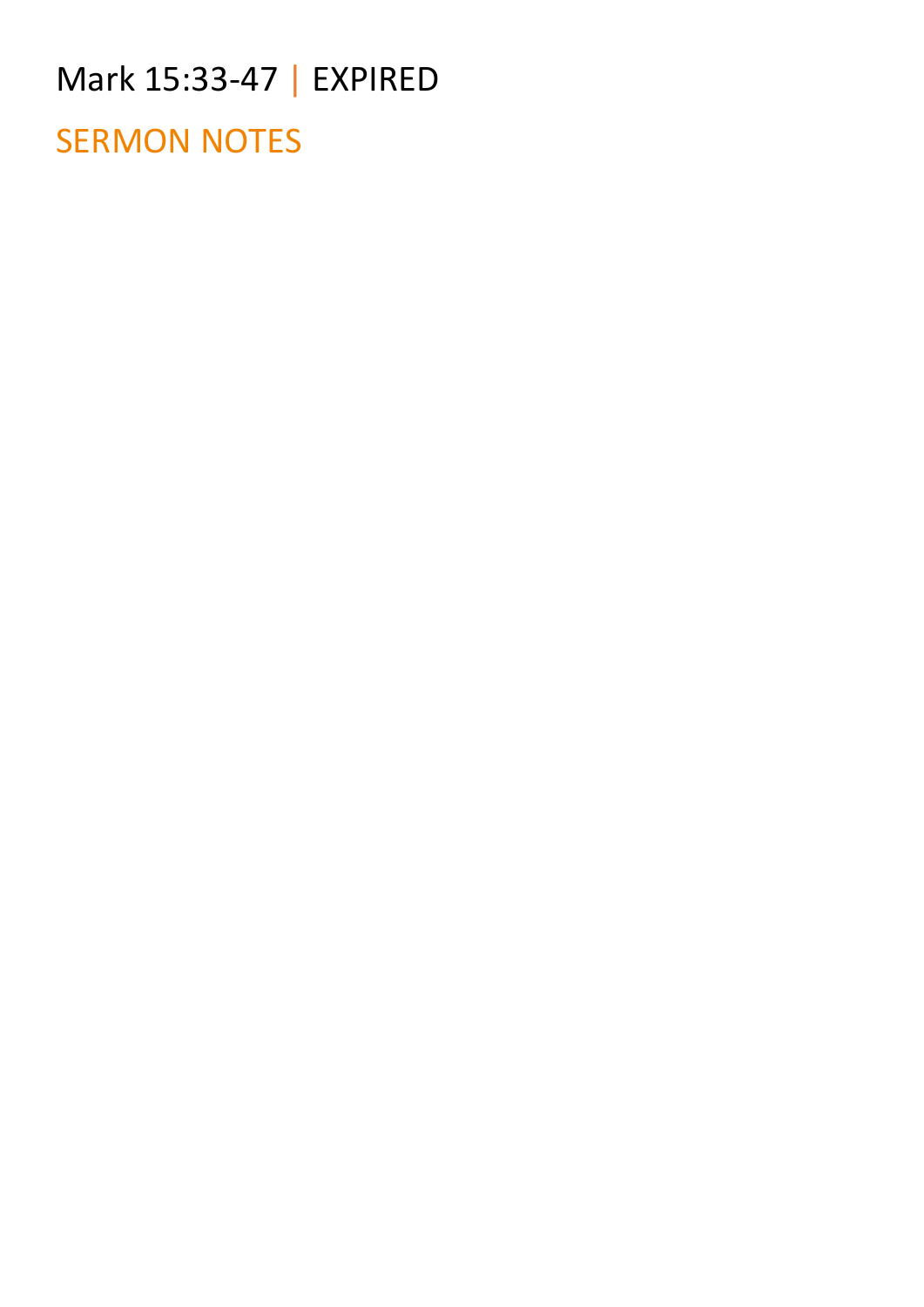Mark 15:33-47 | EXPIRED

## SERMON NOTES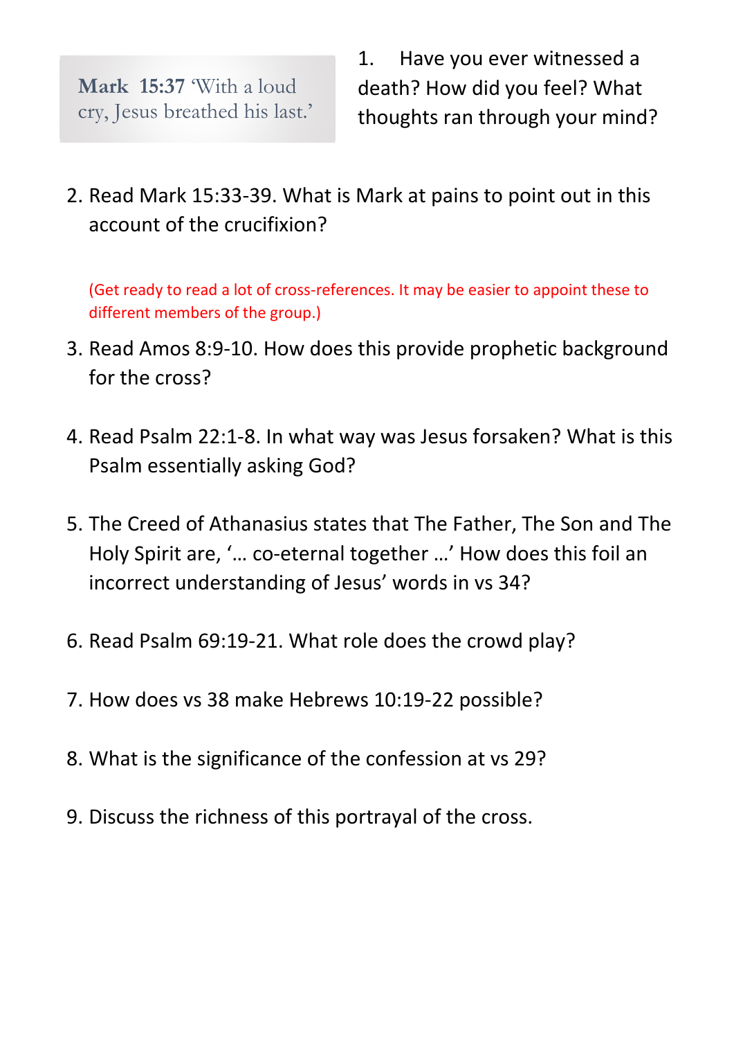**Mark 15:37** 'With a loud cry, Jesus breathed his last.'

1. Have you ever witnessed a death? How did you feel? What thoughts ran through your mind?

2. Read Mark 15:33-39. What is Mark at pains to point out in this account of the crucifixion?

(Get ready to read a lot of cross-references. It may be easier to appoint these to different members of the group.)

3. Read Amos 8:9-10. How does this provide prophetic background for the cross?

4. Read Psalm 22:1-8. In what way was Jesus forsaken? What is this Psalm essentially asking God?

5. The Creed of Athanasius states that The Father, The Son and The Holy Spirit are, '… co-eternal together …' How does this foil an incorrect understanding of Jesus' words in vs 34?

6. Read Psalm 69:19-21. What role does the crowd play?

7. How does vs 38 make Hebrews 10:19-22 possible?

8. What is the significance of the confession at vs 29?

9. Discuss the richness of this portrayal of the cross.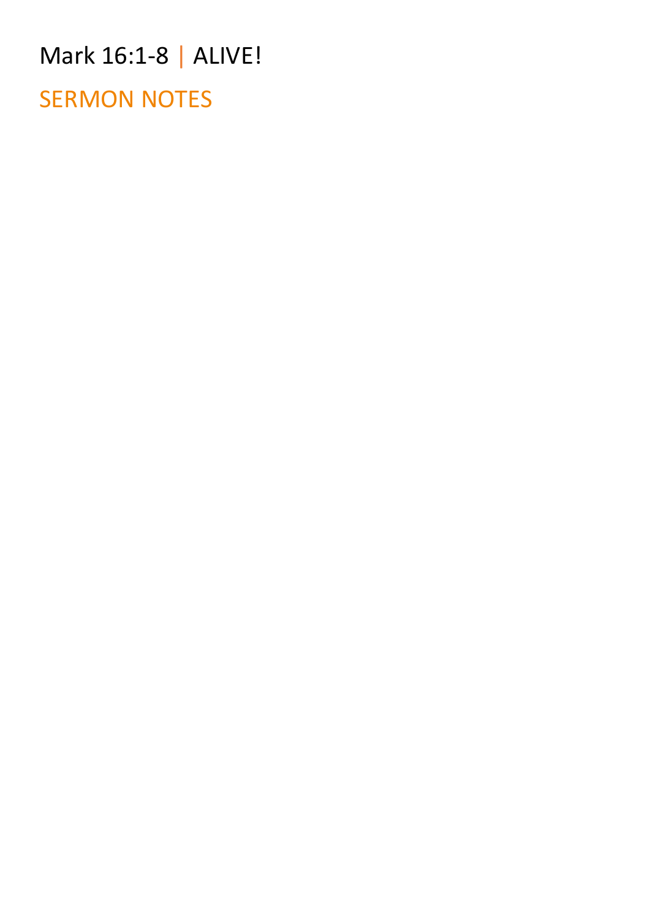# Mark 16:1-8 | ALIVE!

## SERMON NOTES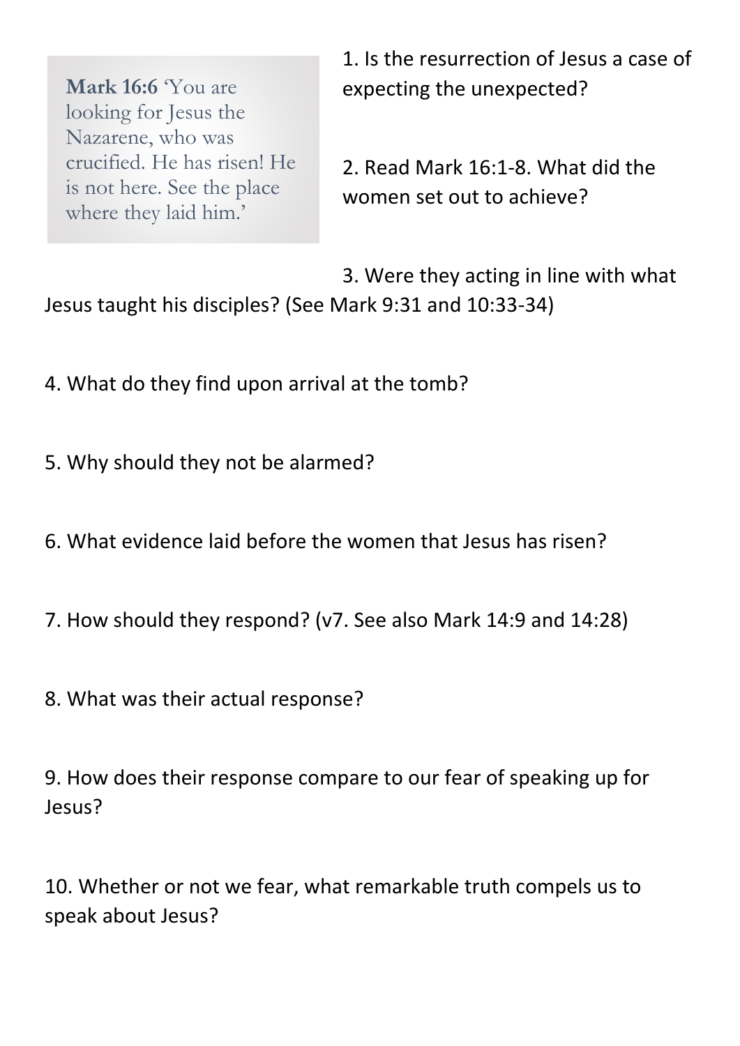**Mark 16:6** 'You are looking for Jesus the Nazarene, who was crucified. He has risen! He is not here. See the place where they laid him.'

1. Is the resurrection of Jesus a case of expecting the unexpected?

2. Read Mark 16:1-8. What did the women set out to achieve?

3. Were they acting in line with what Jesus taught his disciples? (See Mark 9:31 and 10:33-34)

4. What do they find upon arrival at the tomb?

5. Why should they not be alarmed?

6. What evidence laid before the women that Jesus has risen?

7. How should they respond? (v7. See also Mark 14:9 and 14:28)

8. What was their actual response?

9. How does their response compare to our fear of speaking up for Jesus?

10. Whether or not we fear, what remarkable truth compels us to speak about Jesus?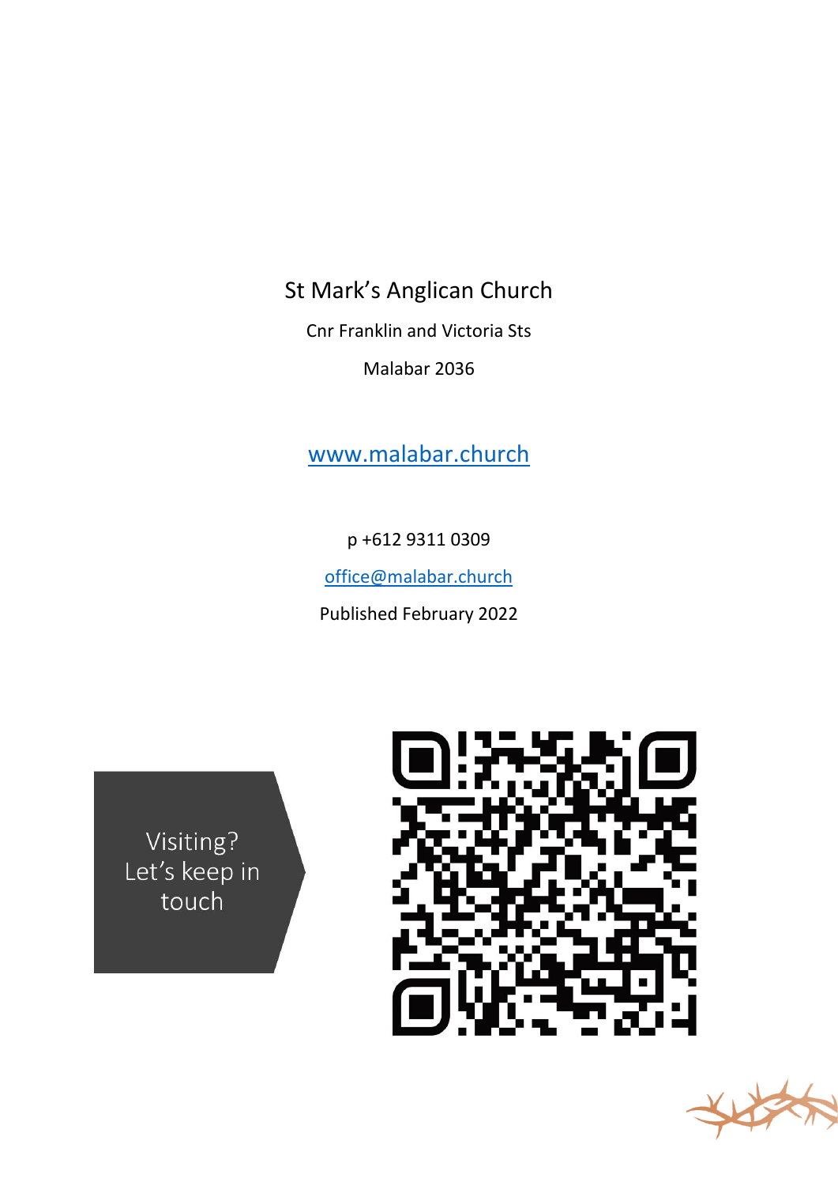St Mark's Anglican Church

Cnr Franklin and Victoria Sts

Malabar 2036

www.malabar.church

p +612 9311 0309

office@malabar.church

Published February 2022

Visiting? Let's keep in touch